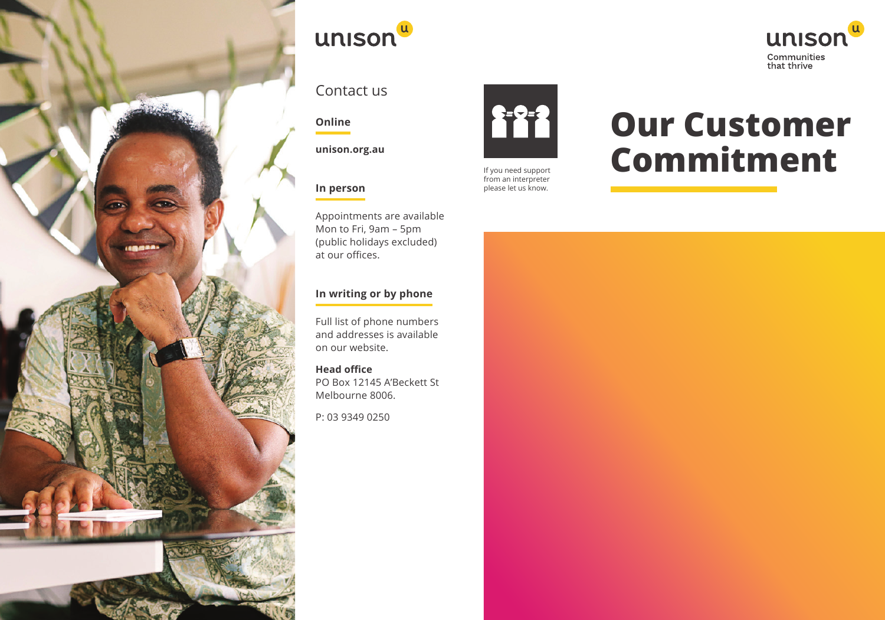unison

## Contact us

### Online

**unison.org.au**

### In person

Appointments are available Mon to Fri, 9am – 5pm (public holidays excluded) at our offices.

### In writing or by phone

Full list of phone numbers and addresses is available on our website.

**Head office**
PO Box 12145 A'Beckett St
Melbourne 8006.

P: 03 9349 0250

If you need support from an interpreter please let us know.

unison
Communities that thrive

# Our Customer Commitment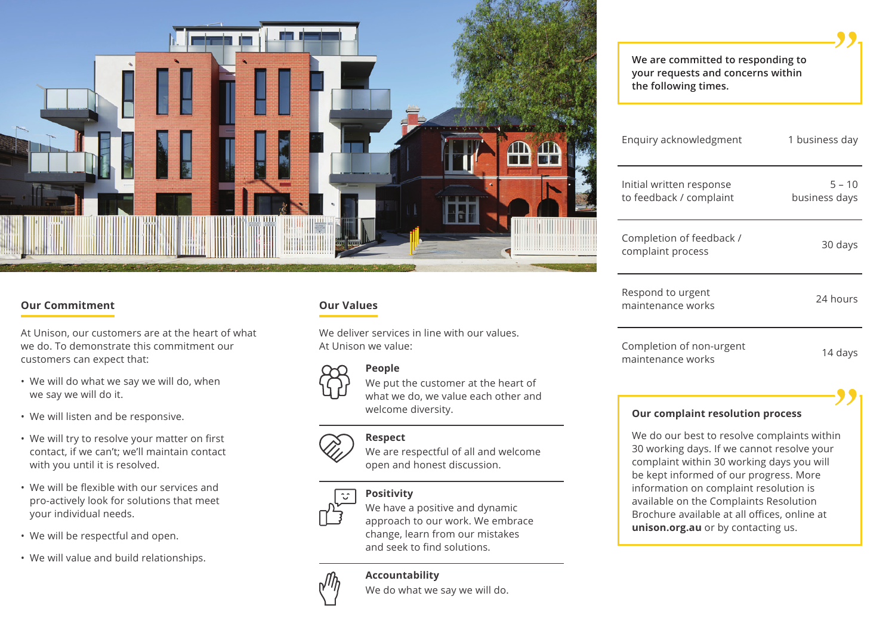## Our Commitment

At Unison, our customers are at the heart of what we do. To demonstrate this commitment our customers can expect that:

- We will do what we say we will do, when we say we will do it.
- We will listen and be responsive.
- We will try to resolve your matter on first contact, if we can't; we'll maintain contact with you until it is resolved.
- We will be flexible with our services and pro-actively look for solutions that meet your individual needs.
- We will be respectful and open.
- We will value and build relationships.

## Our Values

We deliver services in line with our values. At Unison we value:

**People**
We put the customer at the heart of what we do, we value each other and welcome diversity.

**Respect**
We are respectful of all and welcome open and honest discussion.

**Positivity**
We have a positive and dynamic approach to our work. We embrace change, learn from our mistakes and seek to find solutions.

**Accountability**
We do what we say we will do.

**We are committed to responding to your requests and concerns within the following times.**

| | |
|---|---|
| Enquiry acknowledgment | 1 business day |
| Initial written response to feedback / complaint | 5 – 10 business days |
| Completion of feedback / complaint process | 30 days |
| Respond to urgent maintenance works | 24 hours |
| Completion of non-urgent maintenance works | 14 days |

### Our complaint resolution process

We do our best to resolve complaints within 30 working days. If we cannot resolve your complaint within 30 working days you will be kept informed of our progress. More information on complaint resolution is available on the Complaints Resolution Brochure available at all offices, online at **unison.org.au** or by contacting us.